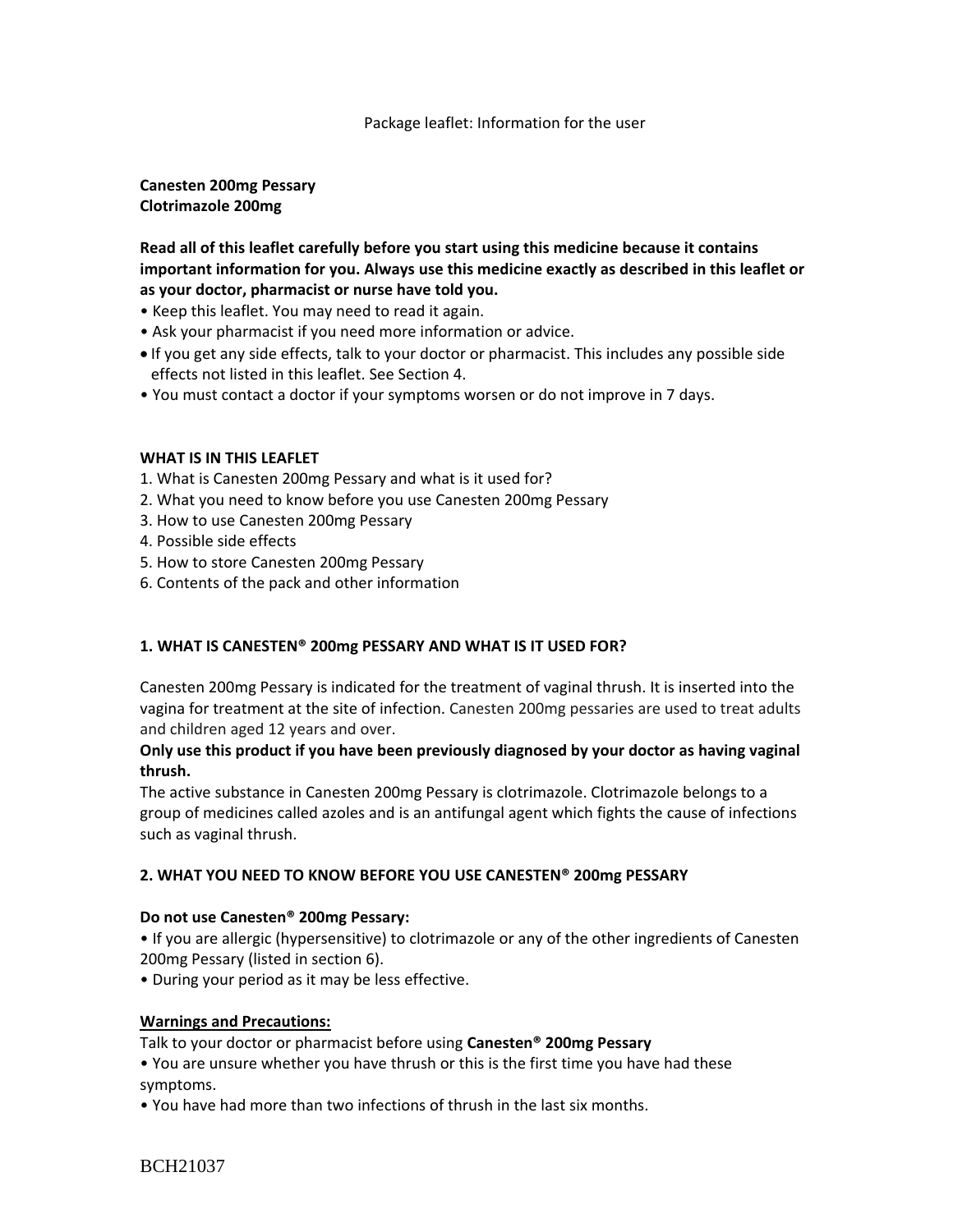Package leaflet: Information for the user

**Canesten 200mg Pessary**
**Clotrimazole 200mg**

**Read all of this leaflet carefully before you start using this medicine because it contains important information for you. Always use this medicine exactly as described in this leaflet or as your doctor, pharmacist or nurse have told you.**

- Keep this leaflet. You may need to read it again.
- Ask your pharmacist if you need more information or advice.
- If you get any side effects, talk to your doctor or pharmacist. This includes any possible side effects not listed in this leaflet. See Section 4.
- You must contact a doctor if your symptoms worsen or do not improve in 7 days.

**WHAT IS IN THIS LEAFLET**

1. What is Canesten 200mg Pessary and what is it used for?
2. What you need to know before you use Canesten 200mg Pessary
3. How to use Canesten 200mg Pessary
4. Possible side effects
5. How to store Canesten 200mg Pessary
6. Contents of the pack and other information

## 1. WHAT IS CANESTEN® 200mg PESSARY AND WHAT IS IT USED FOR?

Canesten 200mg Pessary is indicated for the treatment of vaginal thrush. It is inserted into the vagina for treatment at the site of infection. Canesten 200mg pessaries are used to treat adults and children aged 12 years and over.

**Only use this product if you have been previously diagnosed by your doctor as having vaginal thrush.**

The active substance in Canesten 200mg Pessary is clotrimazole. Clotrimazole belongs to a group of medicines called azoles and is an antifungal agent which fights the cause of infections such as vaginal thrush.

## 2. WHAT YOU NEED TO KNOW BEFORE YOU USE CANESTEN® 200mg PESSARY

**Do not use Canesten® 200mg Pessary:**

- If you are allergic (hypersensitive) to clotrimazole or any of the other ingredients of Canesten 200mg Pessary (listed in section 6).
- During your period as it may be less effective.

**Warnings and Precautions:**

Talk to your doctor or pharmacist before using **Canesten® 200mg Pessary**

- You are unsure whether you have thrush or this is the first time you have had these symptoms.
- You have had more than two infections of thrush in the last six months.

BCH21037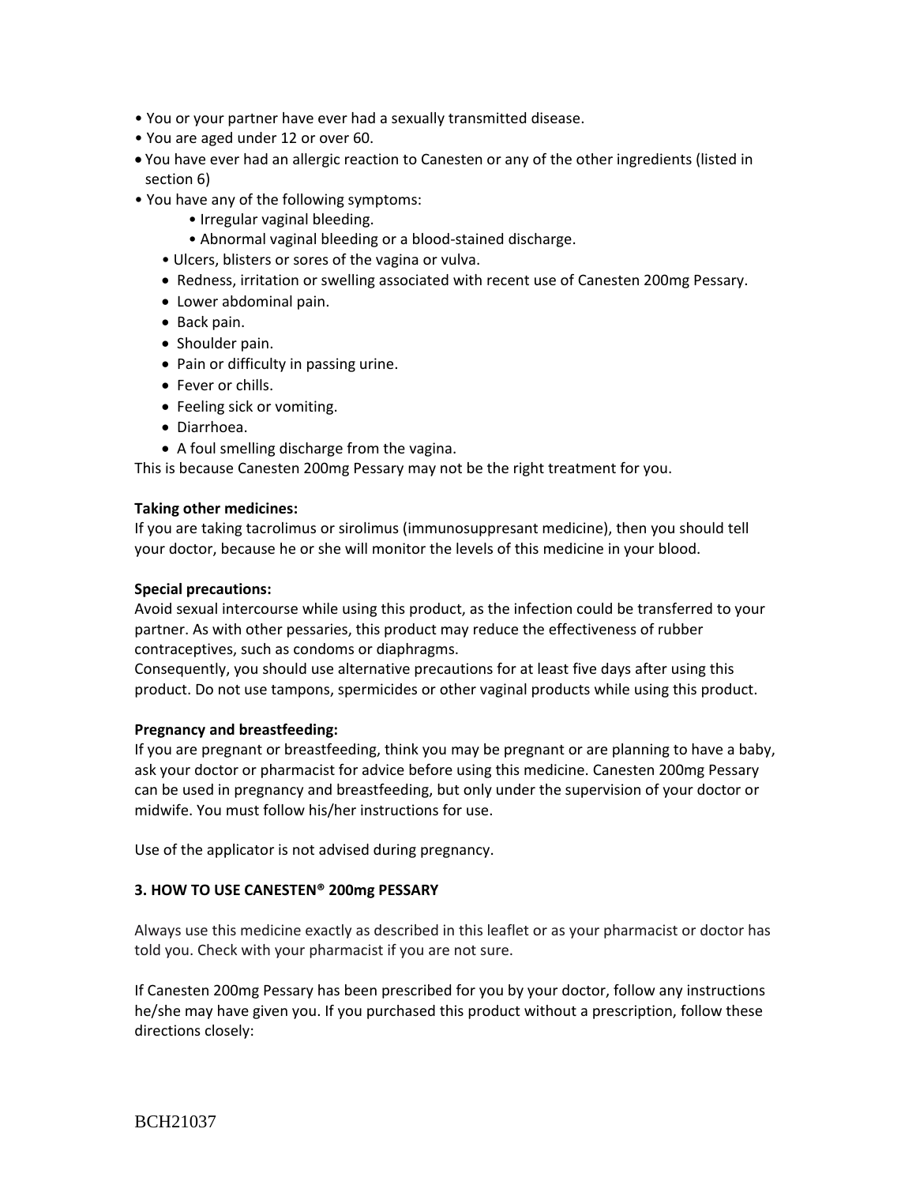- You or your partner have ever had a sexually transmitted disease.
- You are aged under 12 or over 60.
- You have ever had an allergic reaction to Canesten or any of the other ingredients (listed in section 6)
- You have any of the following symptoms:
  - Irregular vaginal bleeding.
  - Abnormal vaginal bleeding or a blood-stained discharge.
  - Ulcers, blisters or sores of the vagina or vulva.
  - Redness, irritation or swelling associated with recent use of Canesten 200mg Pessary.
  - Lower abdominal pain.
  - Back pain.
  - Shoulder pain.
  - Pain or difficulty in passing urine.
  - Fever or chills.
  - Feeling sick or vomiting.
  - Diarrhoea.
  - A foul smelling discharge from the vagina.

This is because Canesten 200mg Pessary may not be the right treatment for you.

**Taking other medicines:**
If you are taking tacrolimus or sirolimus (immunosuppresant medicine), then you should tell your doctor, because he or she will monitor the levels of this medicine in your blood.

**Special precautions:**
Avoid sexual intercourse while using this product, as the infection could be transferred to your partner. As with other pessaries, this product may reduce the effectiveness of rubber contraceptives, such as condoms or diaphragms.
Consequently, you should use alternative precautions for at least five days after using this product. Do not use tampons, spermicides or other vaginal products while using this product.

**Pregnancy and breastfeeding:**
If you are pregnant or breastfeeding, think you may be pregnant or are planning to have a baby, ask your doctor or pharmacist for advice before using this medicine. Canesten 200mg Pessary can be used in pregnancy and breastfeeding, but only under the supervision of your doctor or midwife. You must follow his/her instructions for use.

Use of the applicator is not advised during pregnancy.

## 3. HOW TO USE CANESTEN® 200mg PESSARY

Always use this medicine exactly as described in this leaflet or as your pharmacist or doctor has told you. Check with your pharmacist if you are not sure.

If Canesten 200mg Pessary has been prescribed for you by your doctor, follow any instructions he/she may have given you. If you purchased this product without a prescription, follow these directions closely:

BCH21037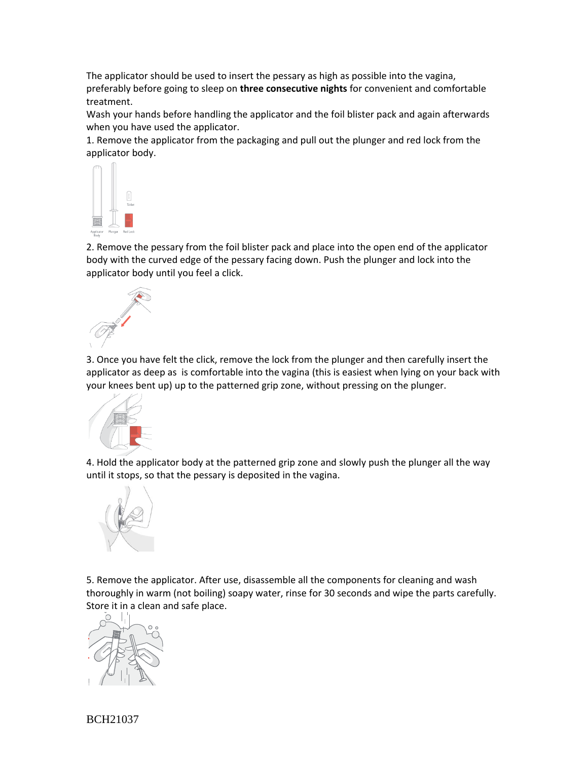The applicator should be used to insert the pessary as high as possible into the vagina, preferably before going to sleep on **three consecutive nights** for convenient and comfortable treatment.

Wash your hands before handling the applicator and the foil blister pack and again afterwards when you have used the applicator.

1. Remove the applicator from the packaging and pull out the plunger and red lock from the applicator body.

2. Remove the pessary from the foil blister pack and place into the open end of the applicator body with the curved edge of the pessary facing down. Push the plunger and lock into the applicator body until you feel a click.

3. Once you have felt the click, remove the lock from the plunger and then carefully insert the applicator as deep as is comfortable into the vagina (this is easiest when lying on your back with your knees bent up) up to the patterned grip zone, without pressing on the plunger.

4. Hold the applicator body at the patterned grip zone and slowly push the plunger all the way until it stops, so that the pessary is deposited in the vagina.

5. Remove the applicator. After use, disassemble all the components for cleaning and wash thoroughly in warm (not boiling) soapy water, rinse for 30 seconds and wipe the parts carefully. Store it in a clean and safe place.

BCH21037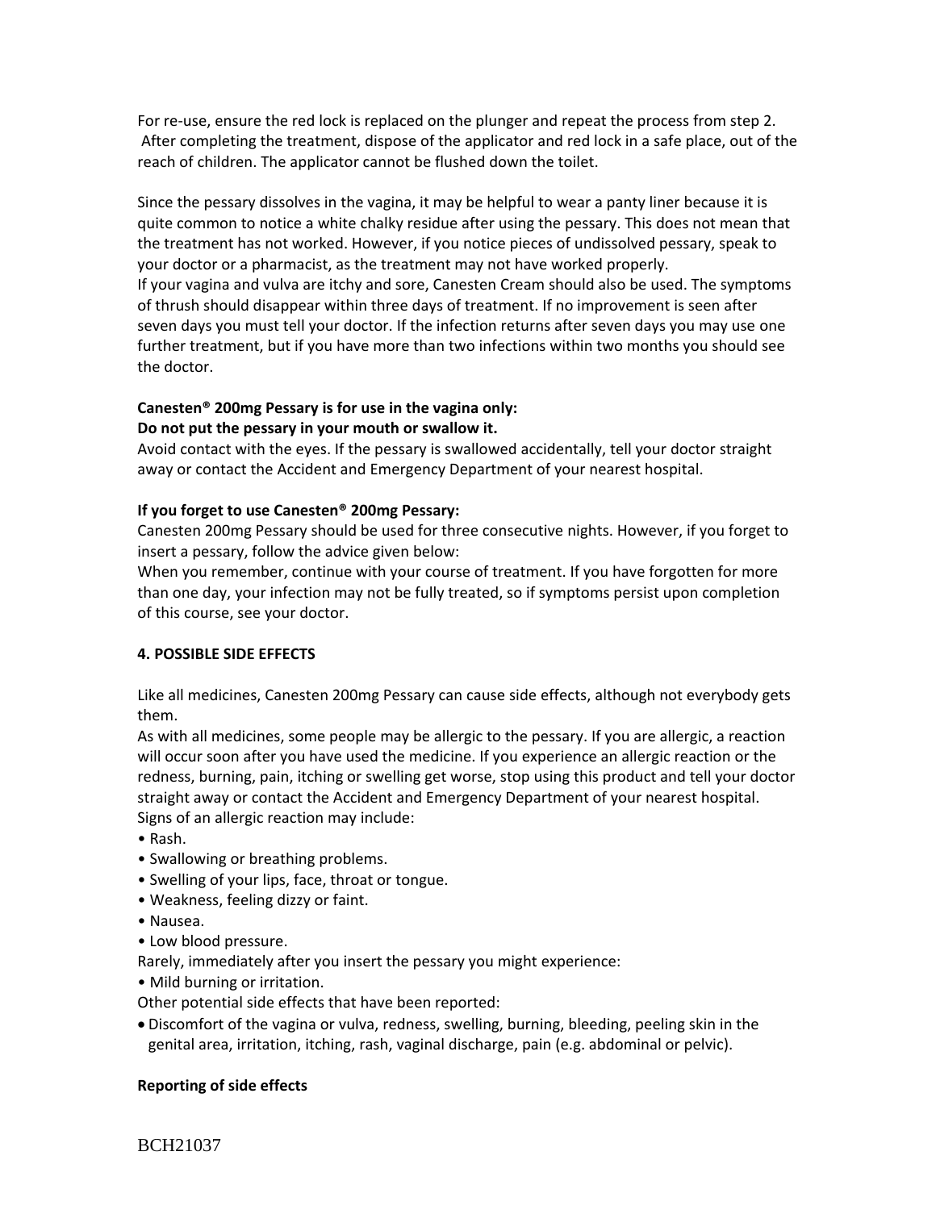For re-use, ensure the red lock is replaced on the plunger and repeat the process from step 2. After completing the treatment, dispose of the applicator and red lock in a safe place, out of the reach of children. The applicator cannot be flushed down the toilet.

Since the pessary dissolves in the vagina, it may be helpful to wear a panty liner because it is quite common to notice a white chalky residue after using the pessary. This does not mean that the treatment has not worked. However, if you notice pieces of undissolved pessary, speak to your doctor or a pharmacist, as the treatment may not have worked properly.
If your vagina and vulva are itchy and sore, Canesten Cream should also be used. The symptoms of thrush should disappear within three days of treatment. If no improvement is seen after seven days you must tell your doctor. If the infection returns after seven days you may use one further treatment, but if you have more than two infections within two months you should see the doctor.

**Canesten® 200mg Pessary is for use in the vagina only:**
**Do not put the pessary in your mouth or swallow it.**
Avoid contact with the eyes. If the pessary is swallowed accidentally, tell your doctor straight away or contact the Accident and Emergency Department of your nearest hospital.

**If you forget to use Canesten® 200mg Pessary:**
Canesten 200mg Pessary should be used for three consecutive nights. However, if you forget to insert a pessary, follow the advice given below:
When you remember, continue with your course of treatment. If you have forgotten for more than one day, your infection may not be fully treated, so if symptoms persist upon completion of this course, see your doctor.

## 4. POSSIBLE SIDE EFFECTS

Like all medicines, Canesten 200mg Pessary can cause side effects, although not everybody gets them.
As with all medicines, some people may be allergic to the pessary. If you are allergic, a reaction will occur soon after you have used the medicine. If you experience an allergic reaction or the redness, burning, pain, itching or swelling get worse, stop using this product and tell your doctor straight away or contact the Accident and Emergency Department of your nearest hospital.
Signs of an allergic reaction may include:

- Rash.
- Swallowing or breathing problems.
- Swelling of your lips, face, throat or tongue.
- Weakness, feeling dizzy or faint.
- Nausea.
- Low blood pressure.

Rarely, immediately after you insert the pessary you might experience:

- Mild burning or irritation.

Other potential side effects that have been reported:

- Discomfort of the vagina or vulva, redness, swelling, burning, bleeding, peeling skin in the genital area, irritation, itching, rash, vaginal discharge, pain (e.g. abdominal or pelvic).

**Reporting of side effects**

BCH21037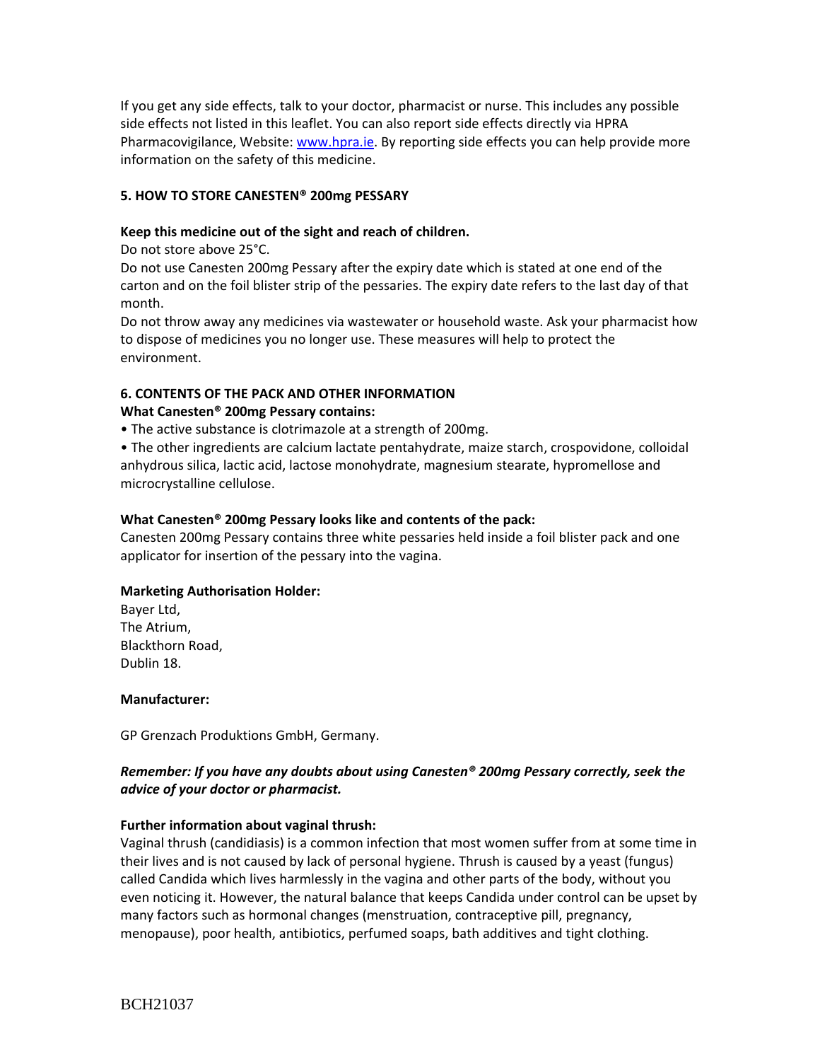If you get any side effects, talk to your doctor, pharmacist or nurse. This includes any possible side effects not listed in this leaflet. You can also report side effects directly via HPRA Pharmacovigilance, Website: www.hpra.ie. By reporting side effects you can help provide more information on the safety of this medicine.

## 5. HOW TO STORE CANESTEN® 200mg PESSARY

**Keep this medicine out of the sight and reach of children.**

Do not store above 25°C.

Do not use Canesten 200mg Pessary after the expiry date which is stated at one end of the carton and on the foil blister strip of the pessaries. The expiry date refers to the last day of that month.

Do not throw away any medicines via wastewater or household waste. Ask your pharmacist how to dispose of medicines you no longer use. These measures will help to protect the environment.

## 6. CONTENTS OF THE PACK AND OTHER INFORMATION

**What Canesten® 200mg Pessary contains:**

- The active substance is clotrimazole at a strength of 200mg.
- The other ingredients are calcium lactate pentahydrate, maize starch, crospovidone, colloidal anhydrous silica, lactic acid, lactose monohydrate, magnesium stearate, hypromellose and microcrystalline cellulose.

**What Canesten® 200mg Pessary looks like and contents of the pack:**

Canesten 200mg Pessary contains three white pessaries held inside a foil blister pack and one applicator for insertion of the pessary into the vagina.

**Marketing Authorisation Holder:**

Bayer Ltd,
The Atrium,
Blackthorn Road,
Dublin 18.

**Manufacturer:**

GP Grenzach Produktions GmbH, Germany.

***Remember: If you have any doubts about using Canesten® 200mg Pessary correctly, seek the advice of your doctor or pharmacist.***

**Further information about vaginal thrush:**

Vaginal thrush (candidiasis) is a common infection that most women suffer from at some time in their lives and is not caused by lack of personal hygiene. Thrush is caused by a yeast (fungus) called Candida which lives harmlessly in the vagina and other parts of the body, without you even noticing it. However, the natural balance that keeps Candida under control can be upset by many factors such as hormonal changes (menstruation, contraceptive pill, pregnancy, menopause), poor health, antibiotics, perfumed soaps, bath additives and tight clothing.

BCH21037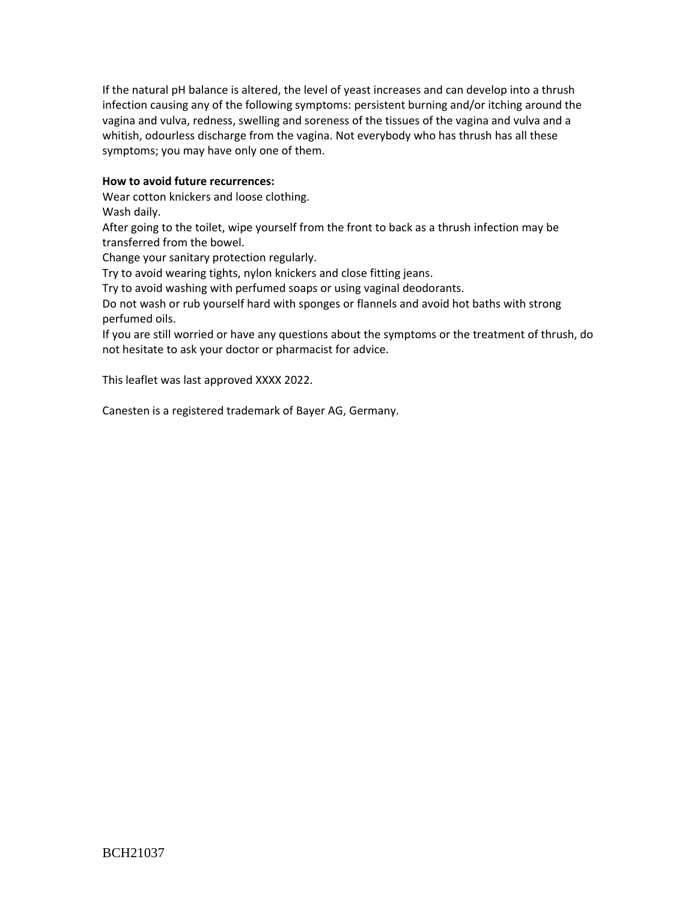If the natural pH balance is altered, the level of yeast increases and can develop into a thrush infection causing any of the following symptoms: persistent burning and/or itching around the vagina and vulva, redness, swelling and soreness of the tissues of the vagina and vulva and a whitish, odourless discharge from the vagina. Not everybody who has thrush has all these symptoms; you may have only one of them.

**How to avoid future recurrences:**

Wear cotton knickers and loose clothing.
Wash daily.
After going to the toilet, wipe yourself from the front to back as a thrush infection may be transferred from the bowel.
Change your sanitary protection regularly.
Try to avoid wearing tights, nylon knickers and close fitting jeans.
Try to avoid washing with perfumed soaps or using vaginal deodorants.
Do not wash or rub yourself hard with sponges or flannels and avoid hot baths with strong perfumed oils.
If you are still worried or have any questions about the symptoms or the treatment of thrush, do not hesitate to ask your doctor or pharmacist for advice.

This leaflet was last approved XXXX 2022.

Canesten is a registered trademark of Bayer AG, Germany.

BCH21037